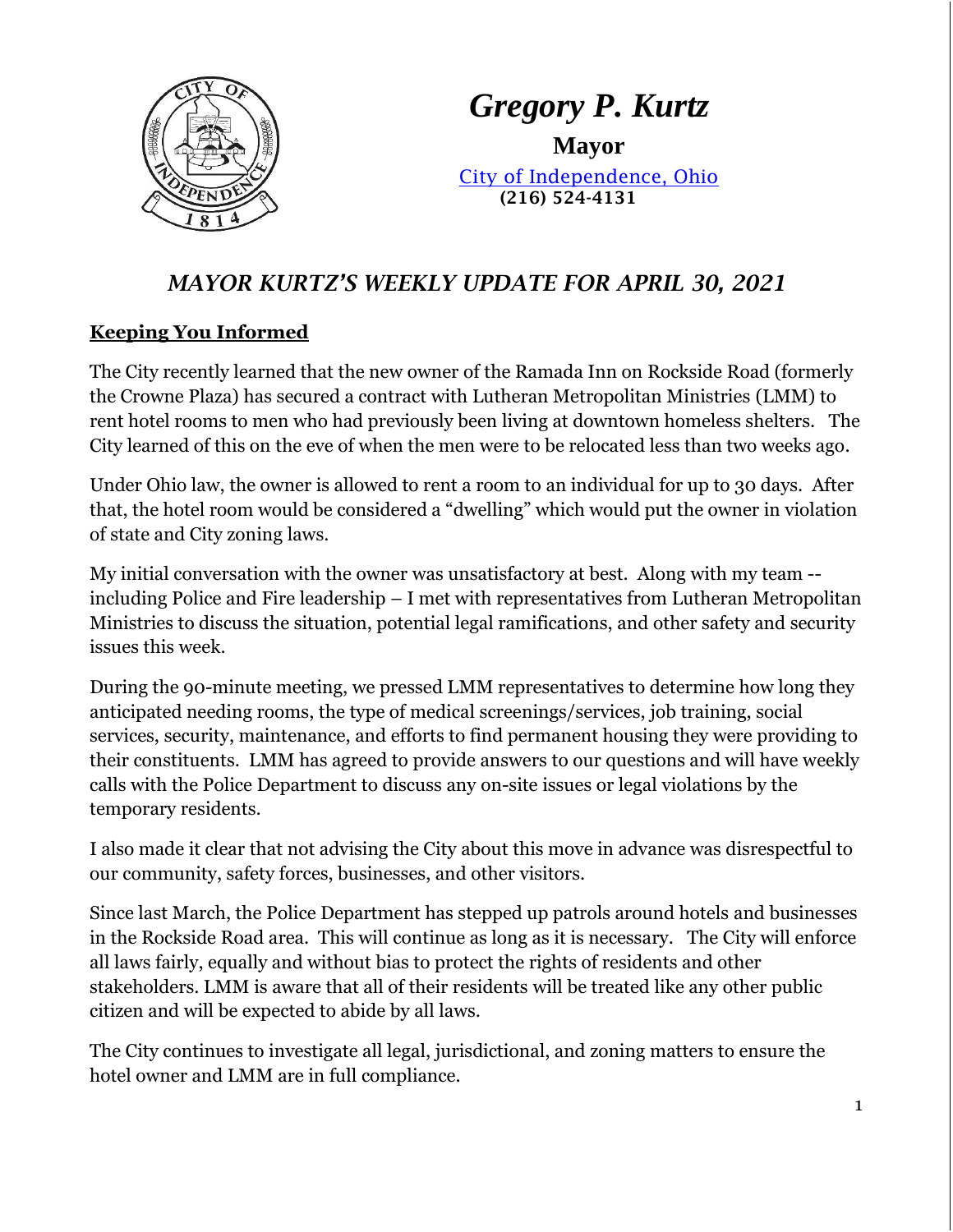# *Gregory P. Kurtz*

**Mayor**

City of Independence, Ohio
(216) 524-4131

## *MAYOR KURTZ'S WEEKLY UPDATE FOR APRIL 30, 2021*

### **Keeping You Informed**

The City recently learned that the new owner of the Ramada Inn on Rockside Road (formerly the Crowne Plaza) has secured a contract with Lutheran Metropolitan Ministries (LMM) to rent hotel rooms to men who had previously been living at downtown homeless shelters. The City learned of this on the eve of when the men were to be relocated less than two weeks ago.

Under Ohio law, the owner is allowed to rent a room to an individual for up to 30 days. After that, the hotel room would be considered a "dwelling" which would put the owner in violation of state and City zoning laws.

My initial conversation with the owner was unsatisfactory at best. Along with my team -- including Police and Fire leadership – I met with representatives from Lutheran Metropolitan Ministries to discuss the situation, potential legal ramifications, and other safety and security issues this week.

During the 90-minute meeting, we pressed LMM representatives to determine how long they anticipated needing rooms, the type of medical screenings/services, job training, social services, security, maintenance, and efforts to find permanent housing they were providing to their constituents. LMM has agreed to provide answers to our questions and will have weekly calls with the Police Department to discuss any on-site issues or legal violations by the temporary residents.

I also made it clear that not advising the City about this move in advance was disrespectful to our community, safety forces, businesses, and other visitors.

Since last March, the Police Department has stepped up patrols around hotels and businesses in the Rockside Road area. This will continue as long as it is necessary. The City will enforce all laws fairly, equally and without bias to protect the rights of residents and other stakeholders. LMM is aware that all of their residents will be treated like any other public citizen and will be expected to abide by all laws.

The City continues to investigate all legal, jurisdictional, and zoning matters to ensure the hotel owner and LMM are in full compliance.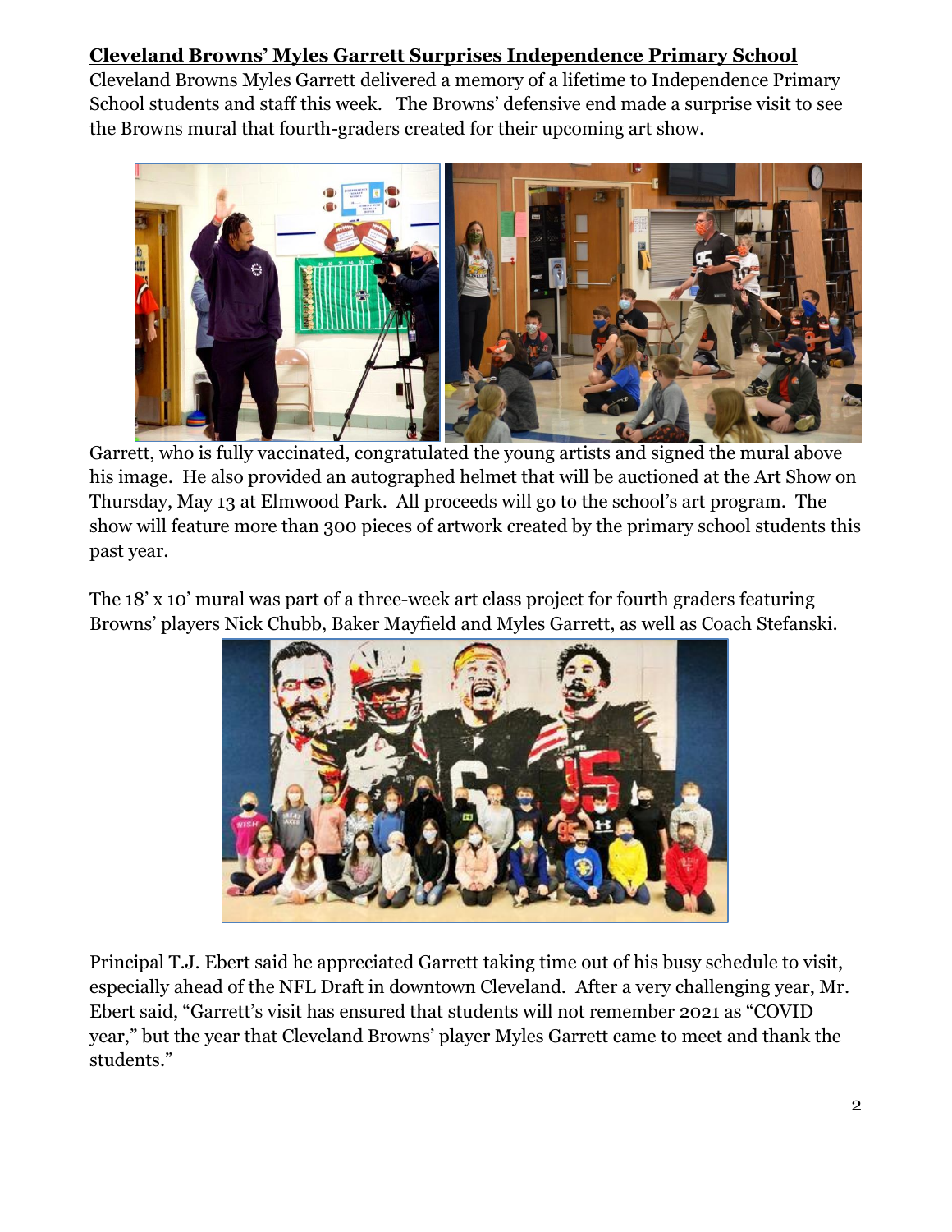**Cleveland Browns' Myles Garrett Surprises Independence Primary School**

Cleveland Browns Myles Garrett delivered a memory of a lifetime to Independence Primary School students and staff this week. The Browns' defensive end made a surprise visit to see the Browns mural that fourth-graders created for their upcoming art show.

Garrett, who is fully vaccinated, congratulated the young artists and signed the mural above his image. He also provided an autographed helmet that will be auctioned at the Art Show on Thursday, May 13 at Elmwood Park. All proceeds will go to the school's art program. The show will feature more than 300 pieces of artwork created by the primary school students this past year.

The 18' x 10' mural was part of a three-week art class project for fourth graders featuring Browns' players Nick Chubb, Baker Mayfield and Myles Garrett, as well as Coach Stefanski.

Principal T.J. Ebert said he appreciated Garrett taking time out of his busy schedule to visit, especially ahead of the NFL Draft in downtown Cleveland. After a very challenging year, Mr. Ebert said, "Garrett's visit has ensured that students will not remember 2021 as "COVID year," but the year that Cleveland Browns' player Myles Garrett came to meet and thank the students."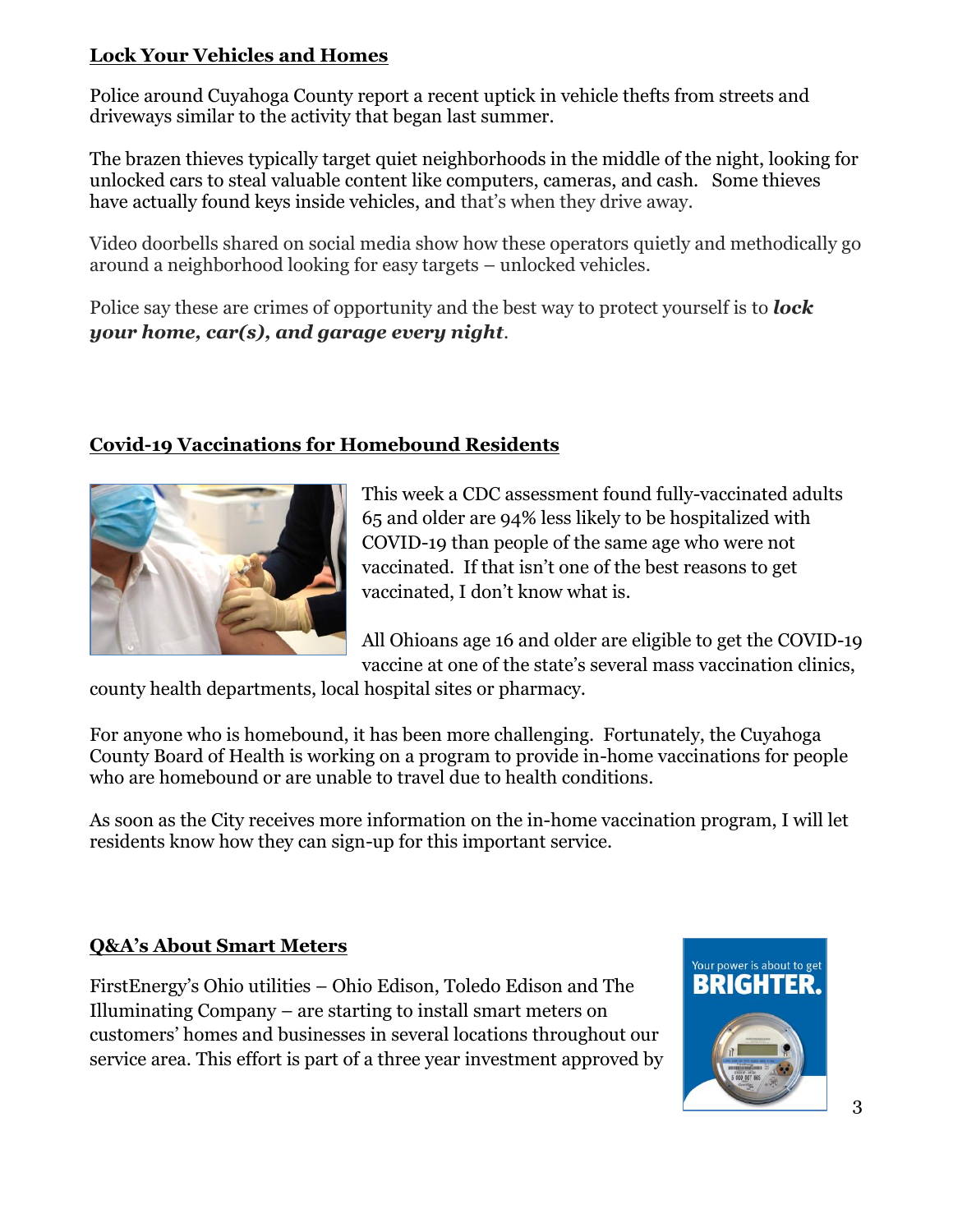## Lock Your Vehicles and Homes

Police around Cuyahoga County report a recent uptick in vehicle thefts from streets and driveways similar to the activity that began last summer.

The brazen thieves typically target quiet neighborhoods in the middle of the night, looking for unlocked cars to steal valuable content like computers, cameras, and cash. Some thieves have actually found keys inside vehicles, and that's when they drive away.

Video doorbells shared on social media show how these operators quietly and methodically go around a neighborhood looking for easy targets – unlocked vehicles.

Police say these are crimes of opportunity and the best way to protect yourself is to ***lock your home, car(s), and garage every night***.

## Covid-19 Vaccinations for Homebound Residents

This week a CDC assessment found fully-vaccinated adults 65 and older are 94% less likely to be hospitalized with COVID-19 than people of the same age who were not vaccinated. If that isn't one of the best reasons to get vaccinated, I don't know what is.

All Ohioans age 16 and older are eligible to get the COVID-19 vaccine at one of the state's several mass vaccination clinics, county health departments, local hospital sites or pharmacy.

For anyone who is homebound, it has been more challenging. Fortunately, the Cuyahoga County Board of Health is working on a program to provide in-home vaccinations for people who are homebound or are unable to travel due to health conditions.

As soon as the City receives more information on the in-home vaccination program, I will let residents know how they can sign-up for this important service.

## Q&A's About Smart Meters

FirstEnergy's Ohio utilities – Ohio Edison, Toledo Edison and The Illuminating Company – are starting to install smart meters on customers' homes and businesses in several locations throughout our service area. This effort is part of a three year investment approved by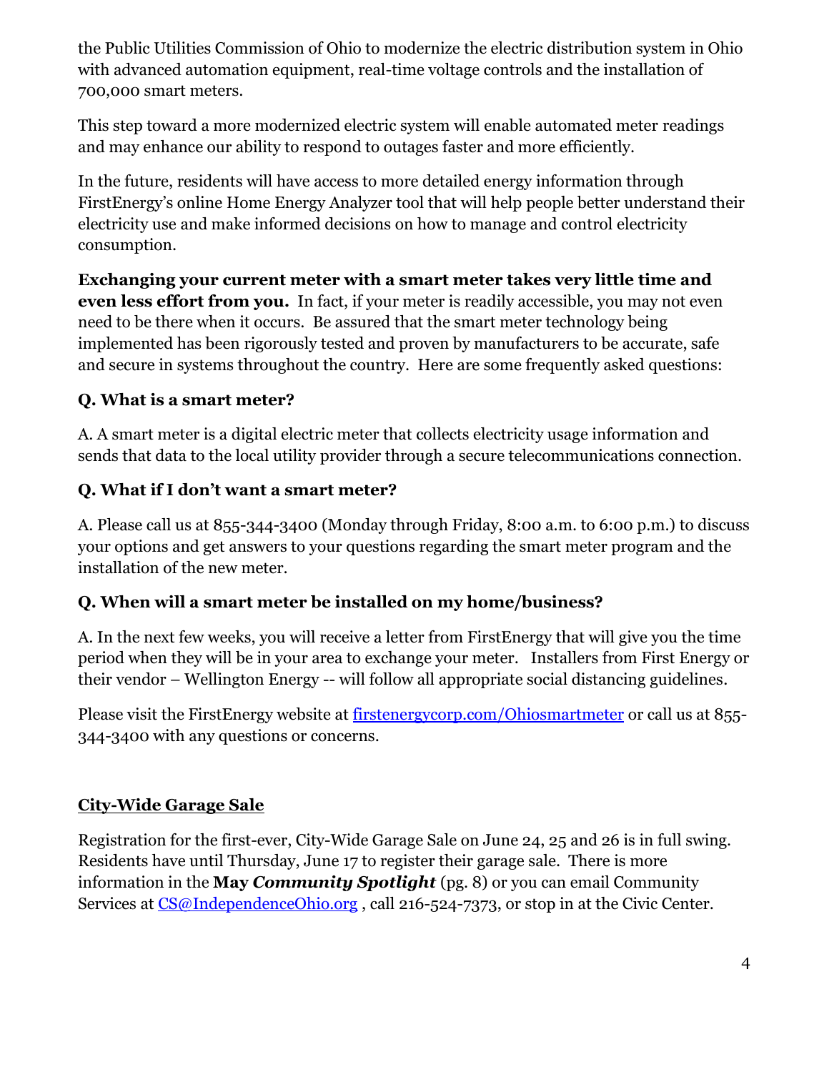the Public Utilities Commission of Ohio to modernize the electric distribution system in Ohio with advanced automation equipment, real-time voltage controls and the installation of 700,000 smart meters.

This step toward a more modernized electric system will enable automated meter readings and may enhance our ability to respond to outages faster and more efficiently.

In the future, residents will have access to more detailed energy information through FirstEnergy's online Home Energy Analyzer tool that will help people better understand their electricity use and make informed decisions on how to manage and control electricity consumption.

**Exchanging your current meter with a smart meter takes very little time and even less effort from you.** In fact, if your meter is readily accessible, you may not even need to be there when it occurs. Be assured that the smart meter technology being implemented has been rigorously tested and proven by manufacturers to be accurate, safe and secure in systems throughout the country. Here are some frequently asked questions:

**Q. What is a smart meter?**

A. A smart meter is a digital electric meter that collects electricity usage information and sends that data to the local utility provider through a secure telecommunications connection.

**Q. What if I don't want a smart meter?**

A. Please call us at 855-344-3400 (Monday through Friday, 8:00 a.m. to 6:00 p.m.) to discuss your options and get answers to your questions regarding the smart meter program and the installation of the new meter.

**Q. When will a smart meter be installed on my home/business?**

A. In the next few weeks, you will receive a letter from FirstEnergy that will give you the time period when they will be in your area to exchange your meter. Installers from First Energy or their vendor – Wellington Energy -- will follow all appropriate social distancing guidelines.

Please visit the FirstEnergy website at [firstenergycorp.com/Ohiosmartmeter](firstenergycorp.com/Ohiosmartmeter) or call us at 855-344-3400 with any questions or concerns.

## City-Wide Garage Sale

Registration for the first-ever, City-Wide Garage Sale on June 24, 25 and 26 is in full swing. Residents have until Thursday, June 17 to register their garage sale. There is more information in the **May *Community Spotlight*** (pg. 8) or you can email Community Services at [CS@IndependenceOhio.org](mailto:CS@IndependenceOhio.org) , call 216-524-7373, or stop in at the Civic Center.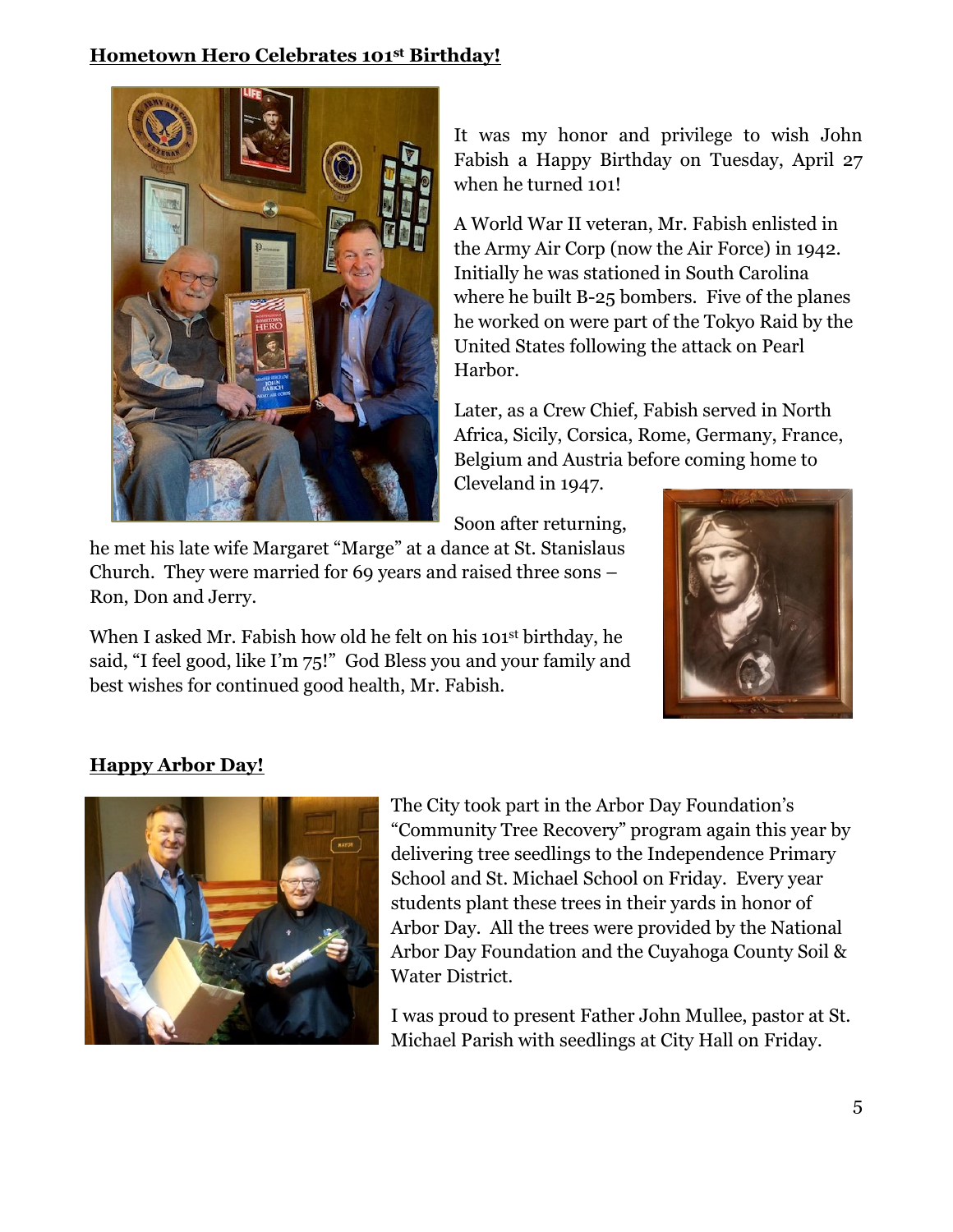**Hometown Hero Celebrates 101st Birthday!**

It was my honor and privilege to wish John Fabish a Happy Birthday on Tuesday, April 27 when he turned 101!

A World War II veteran, Mr. Fabish enlisted in the Army Air Corp (now the Air Force) in 1942. Initially he was stationed in South Carolina where he built B-25 bombers. Five of the planes he worked on were part of the Tokyo Raid by the United States following the attack on Pearl Harbor.

Later, as a Crew Chief, Fabish served in North Africa, Sicily, Corsica, Rome, Germany, France, Belgium and Austria before coming home to Cleveland in 1947.

Soon after returning, he met his late wife Margaret "Marge" at a dance at St. Stanislaus Church. They were married for 69 years and raised three sons – Ron, Don and Jerry.

When I asked Mr. Fabish how old he felt on his 101st birthday, he said, "I feel good, like I'm 75!" God Bless you and your family and best wishes for continued good health, Mr. Fabish.

**Happy Arbor Day!**

The City took part in the Arbor Day Foundation's "Community Tree Recovery" program again this year by delivering tree seedlings to the Independence Primary School and St. Michael School on Friday. Every year students plant these trees in their yards in honor of Arbor Day. All the trees were provided by the National Arbor Day Foundation and the Cuyahoga County Soil & Water District.

I was proud to present Father John Mullee, pastor at St. Michael Parish with seedlings at City Hall on Friday.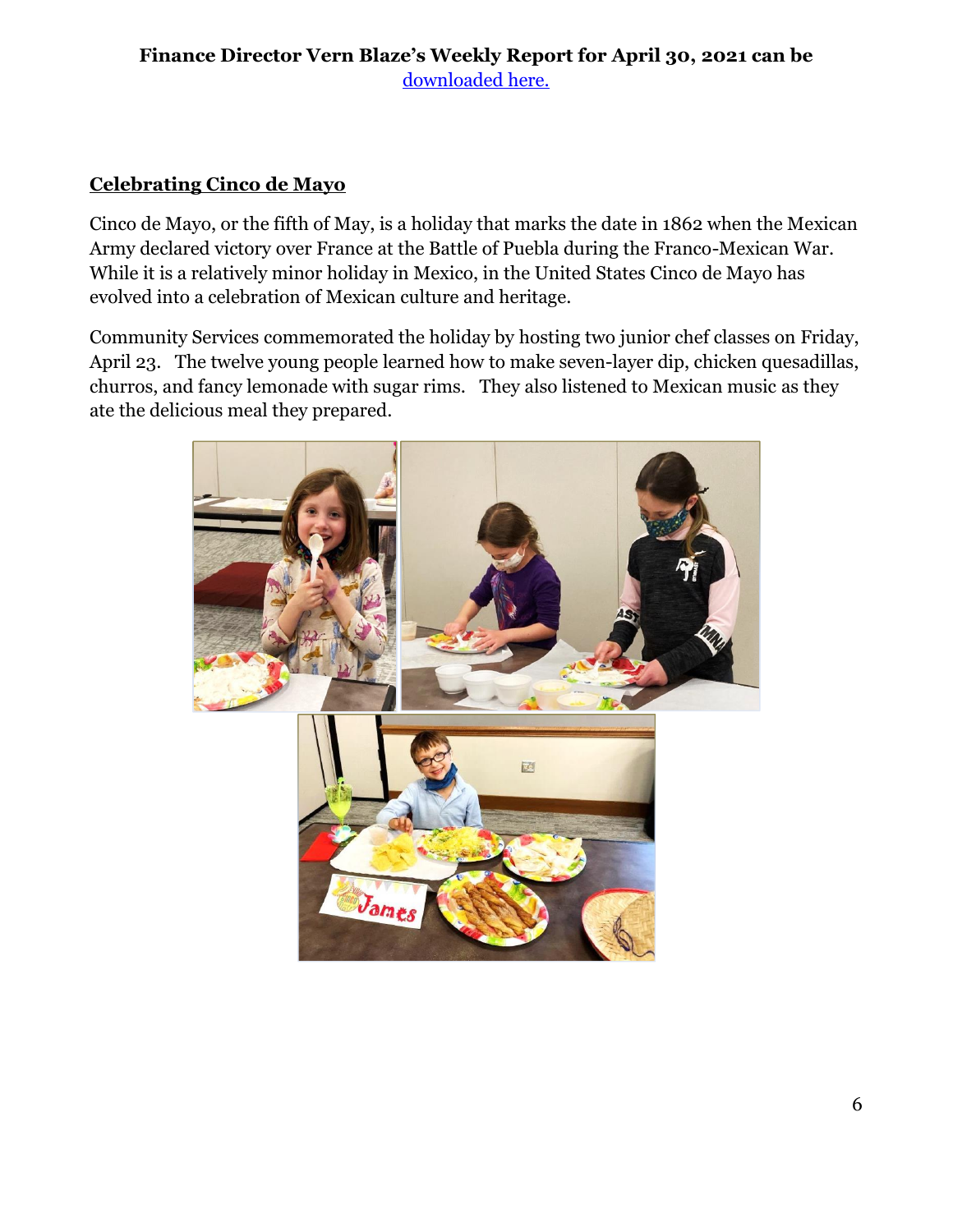**Finance Director Vern Blaze's Weekly Report for April 30, 2021 can be** [downloaded here.]

## Celebrating Cinco de Mayo

Cinco de Mayo, or the fifth of May, is a holiday that marks the date in 1862 when the Mexican Army declared victory over France at the Battle of Puebla during the Franco-Mexican War. While it is a relatively minor holiday in Mexico, in the United States Cinco de Mayo has evolved into a celebration of Mexican culture and heritage.

Community Services commemorated the holiday by hosting two junior chef classes on Friday, April 23. The twelve young people learned how to make seven-layer dip, chicken quesadillas, churros, and fancy lemonade with sugar rims. They also listened to Mexican music as they ate the delicious meal they prepared.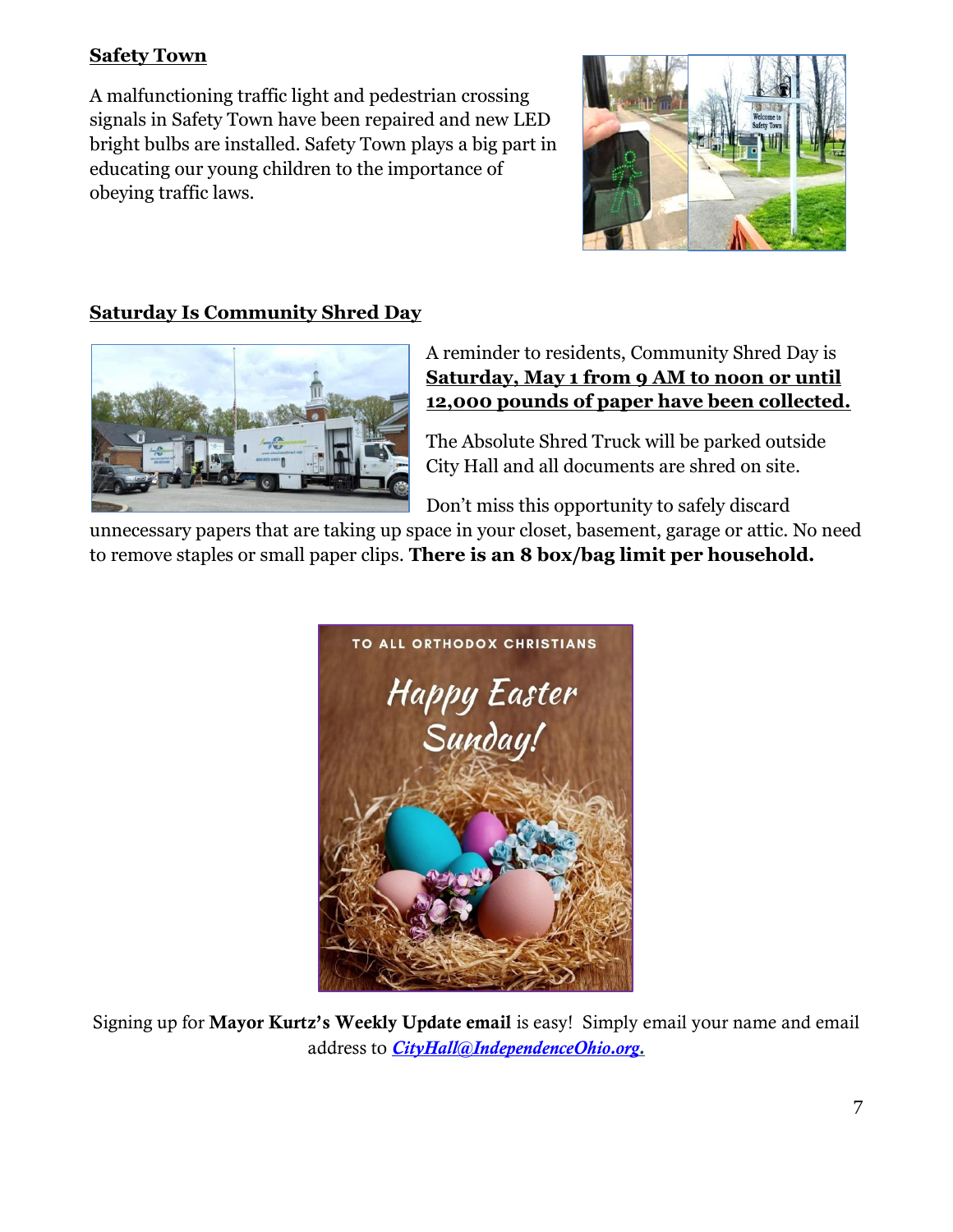## Safety Town

A malfunctioning traffic light and pedestrian crossing signals in Safety Town have been repaired and new LED bright bulbs are installed. Safety Town plays a big part in educating our young children to the importance of obeying traffic laws.

## Saturday Is Community Shred Day

A reminder to residents, Community Shred Day is **Saturday, May 1 from 9 AM to noon or until 12,000 pounds of paper have been collected.**

The Absolute Shred Truck will be parked outside City Hall and all documents are shred on site.

Don't miss this opportunity to safely discard unnecessary papers that are taking up space in your closet, basement, garage or attic. No need to remove staples or small paper clips. **There is an 8 box/bag limit per household.**

Signing up for **Mayor Kurtz's Weekly Update email** is easy! Simply email your name and email address to ***CityHall@IndependenceOhio.org.***